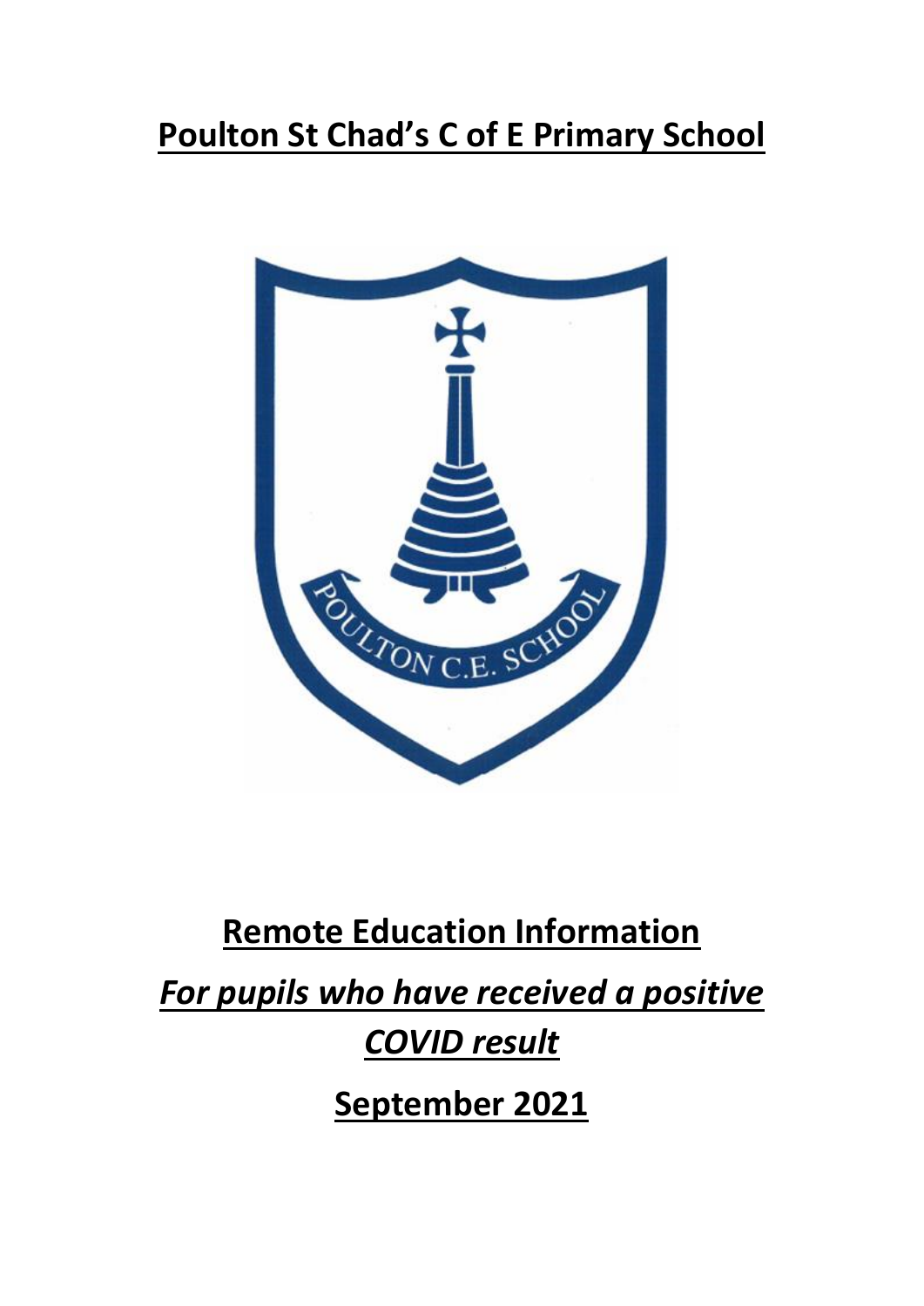# Poulton St Chad's C of E Primary School

## Remote Education Information

***For pupils who have received a positive COVID result***

**September 2021**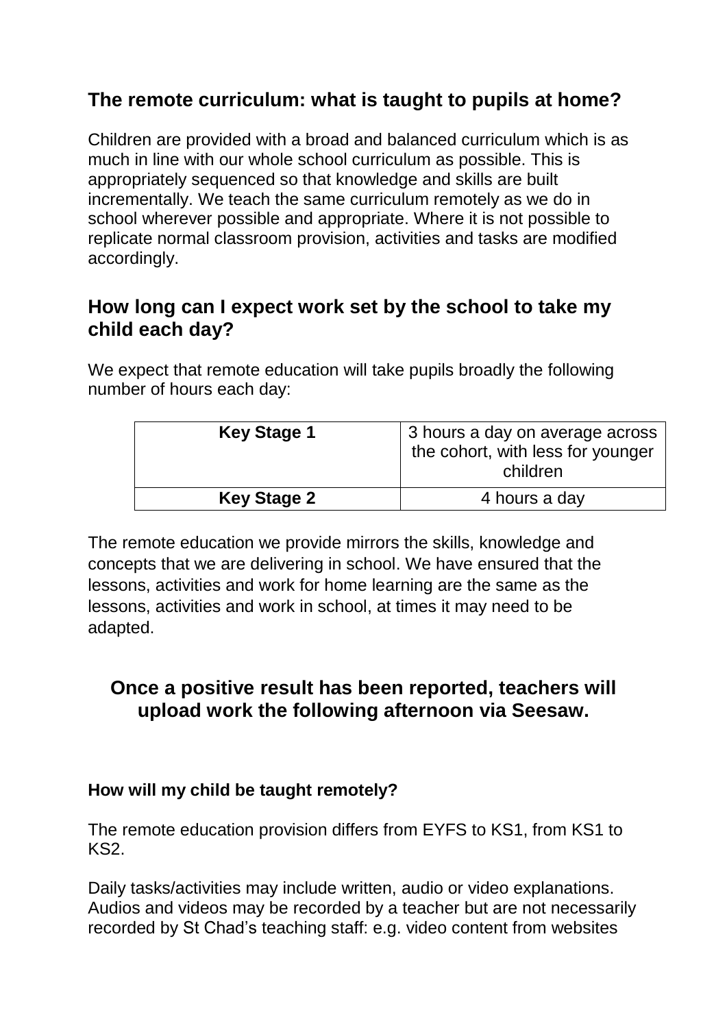## The remote curriculum: what is taught to pupils at home?

Children are provided with a broad and balanced curriculum which is as much in line with our whole school curriculum as possible. This is appropriately sequenced so that knowledge and skills are built incrementally. We teach the same curriculum remotely as we do in school wherever possible and appropriate. Where it is not possible to replicate normal classroom provision, activities and tasks are modified accordingly.

## How long can I expect work set by the school to take my child each day?

We expect that remote education will take pupils broadly the following number of hours each day:

| | |
|---|---|
| **Key Stage 1** | 3 hours a day on average across the cohort, with less for younger children |
| **Key Stage 2** | 4 hours a day |

The remote education we provide mirrors the skills, knowledge and concepts that we are delivering in school. We have ensured that the lessons, activities and work for home learning are the same as the lessons, activities and work in school, at times it may need to be adapted.

## Once a positive result has been reported, teachers will upload work the following afternoon via Seesaw.

### How will my child be taught remotely?

The remote education provision differs from EYFS to KS1, from KS1 to KS2.

Daily tasks/activities may include written, audio or video explanations. Audios and videos may be recorded by a teacher but are not necessarily recorded by St Chad's teaching staff: e.g. video content from websites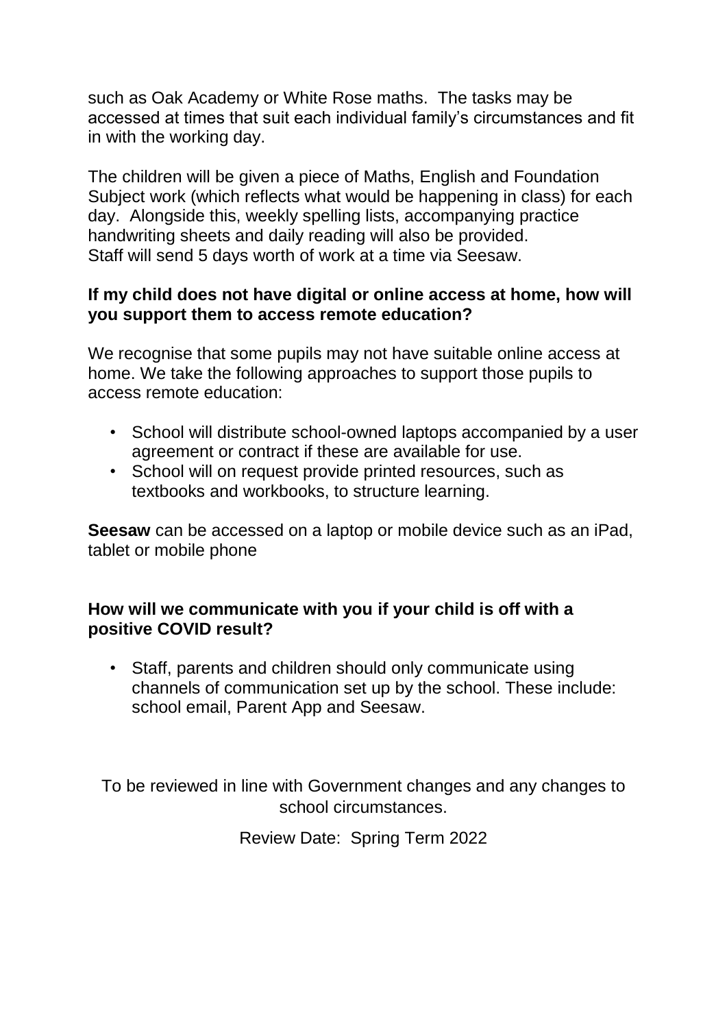such as Oak Academy or White Rose maths. The tasks may be accessed at times that suit each individual family's circumstances and fit in with the working day.

The children will be given a piece of Maths, English and Foundation Subject work (which reflects what would be happening in class) for each day. Alongside this, weekly spelling lists, accompanying practice handwriting sheets and daily reading will also be provided.
Staff will send 5 days worth of work at a time via Seesaw.

**If my child does not have digital or online access at home, how will you support them to access remote education?**

We recognise that some pupils may not have suitable online access at home. We take the following approaches to support those pupils to access remote education:

- School will distribute school-owned laptops accompanied by a user agreement or contract if these are available for use.
- School will on request provide printed resources, such as textbooks and workbooks, to structure learning.

**Seesaw** can be accessed on a laptop or mobile device such as an iPad, tablet or mobile phone

**How will we communicate with you if your child is off with a positive COVID result?**

- Staff, parents and children should only communicate using channels of communication set up by the school. These include: school email, Parent App and Seesaw.

To be reviewed in line with Government changes and any changes to school circumstances.

Review Date: Spring Term 2022